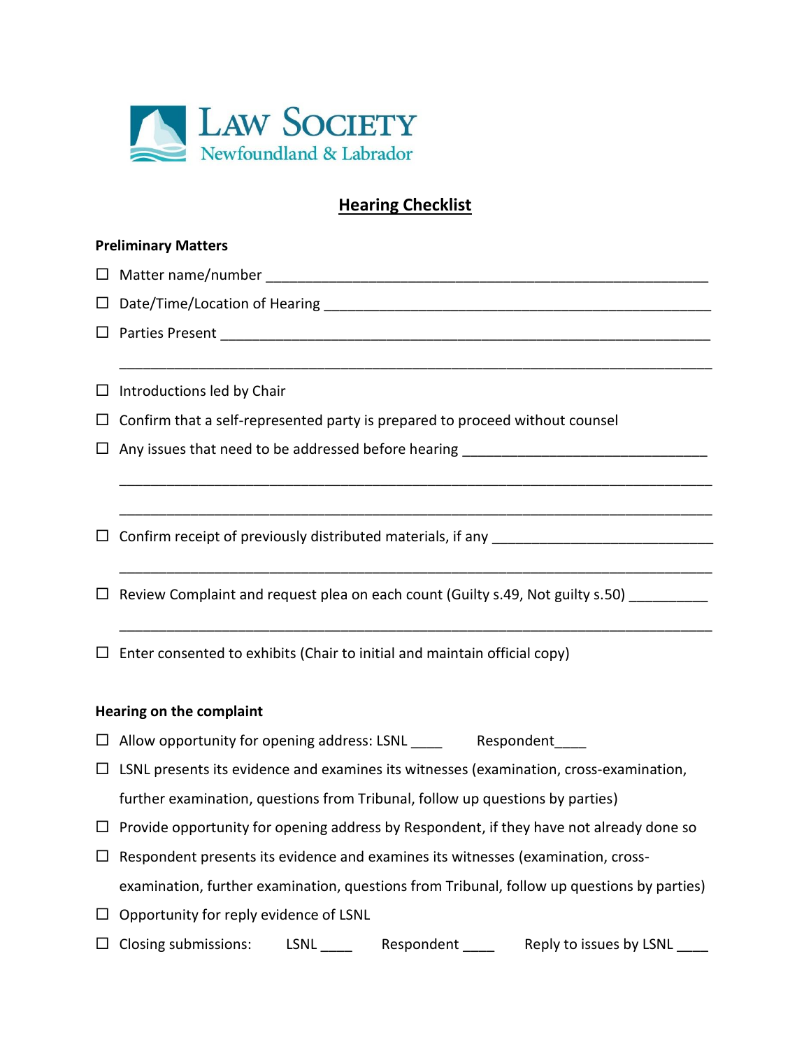Law Society
Newfoundland & Labrador

## Hearing Checklist

**Preliminary Matters**

- ☐ Matter name/number ______________________________________________________
- ☐ Date/Time/Location of Hearing ____________________________________________
- ☐ Parties Present ___________________________________________________________

  ___________________________________________________________________________

- ☐ Introductions led by Chair
- ☐ Confirm that a self-represented party is prepared to proceed without counsel
- ☐ Any issues that need to be addressed before hearing ______________________________

  ___________________________________________________________________________

  ___________________________________________________________________________

- ☐ Confirm receipt of previously distributed materials, if any ___________________________

  ___________________________________________________________________________

- ☐ Review Complaint and request plea on each count (Guilty s.49, Not guilty s.50) __________

  ___________________________________________________________________________

- ☐ Enter consented to exhibits (Chair to initial and maintain official copy)

**Hearing on the complaint**

- ☐ Allow opportunity for opening address: LSNL ____ Respondent____
- ☐ LSNL presents its evidence and examines its witnesses (examination, cross-examination, further examination, questions from Tribunal, follow up questions by parties)
- ☐ Provide opportunity for opening address by Respondent, if they have not already done so
- ☐ Respondent presents its evidence and examines its witnesses (examination, cross-examination, further examination, questions from Tribunal, follow up questions by parties)
- ☐ Opportunity for reply evidence of LSNL
- ☐ Closing submissions: LSNL ____ Respondent ____ Reply to issues by LSNL ____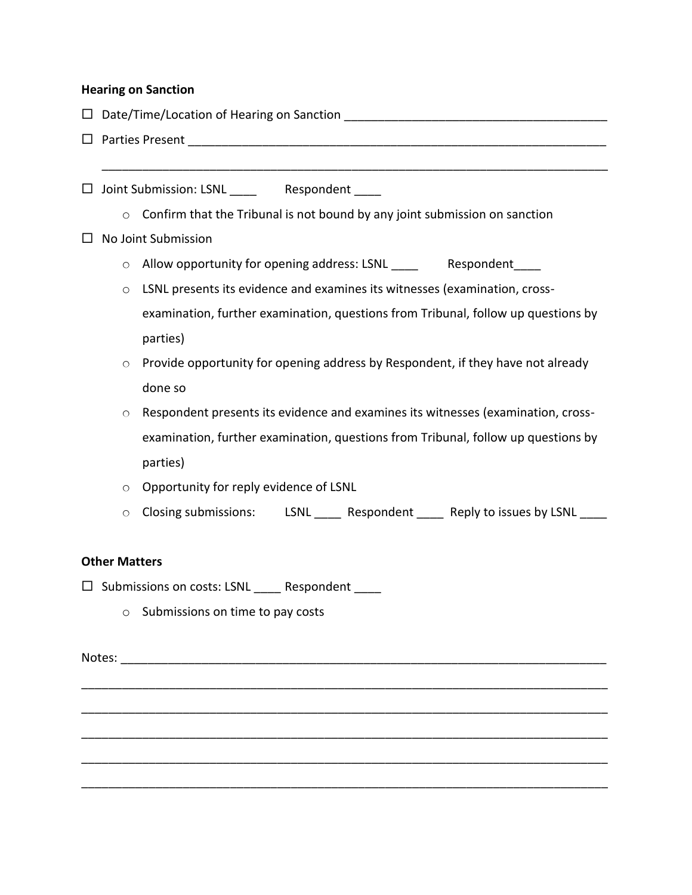**Hearing on Sanction**

- ☐ Date/Time/Location of Hearing on Sanction ______________________________________
- ☐ Parties Present ______________________________________________________________

  ______________________________________________________________________________

- ☐ Joint Submission: LSNL ____ Respondent ____
  - Confirm that the Tribunal is not bound by any joint submission on sanction
- ☐ No Joint Submission
  - Allow opportunity for opening address: LSNL ____ Respondent____
  - LSNL presents its evidence and examines its witnesses (examination, cross-examination, further examination, questions from Tribunal, follow up questions by parties)
  - Provide opportunity for opening address by Respondent, if they have not already done so
  - Respondent presents its evidence and examines its witnesses (examination, cross-examination, further examination, questions from Tribunal, follow up questions by parties)
  - Opportunity for reply evidence of LSNL
  - Closing submissions: LSNL ____ Respondent ____ Reply to issues by LSNL ____

**Other Matters**

- ☐ Submissions on costs: LSNL ____ Respondent ____
  - Submissions on time to pay costs

Notes: _________________________________________________________________________

______________________________________________________________________________

______________________________________________________________________________

______________________________________________________________________________

______________________________________________________________________________

______________________________________________________________________________